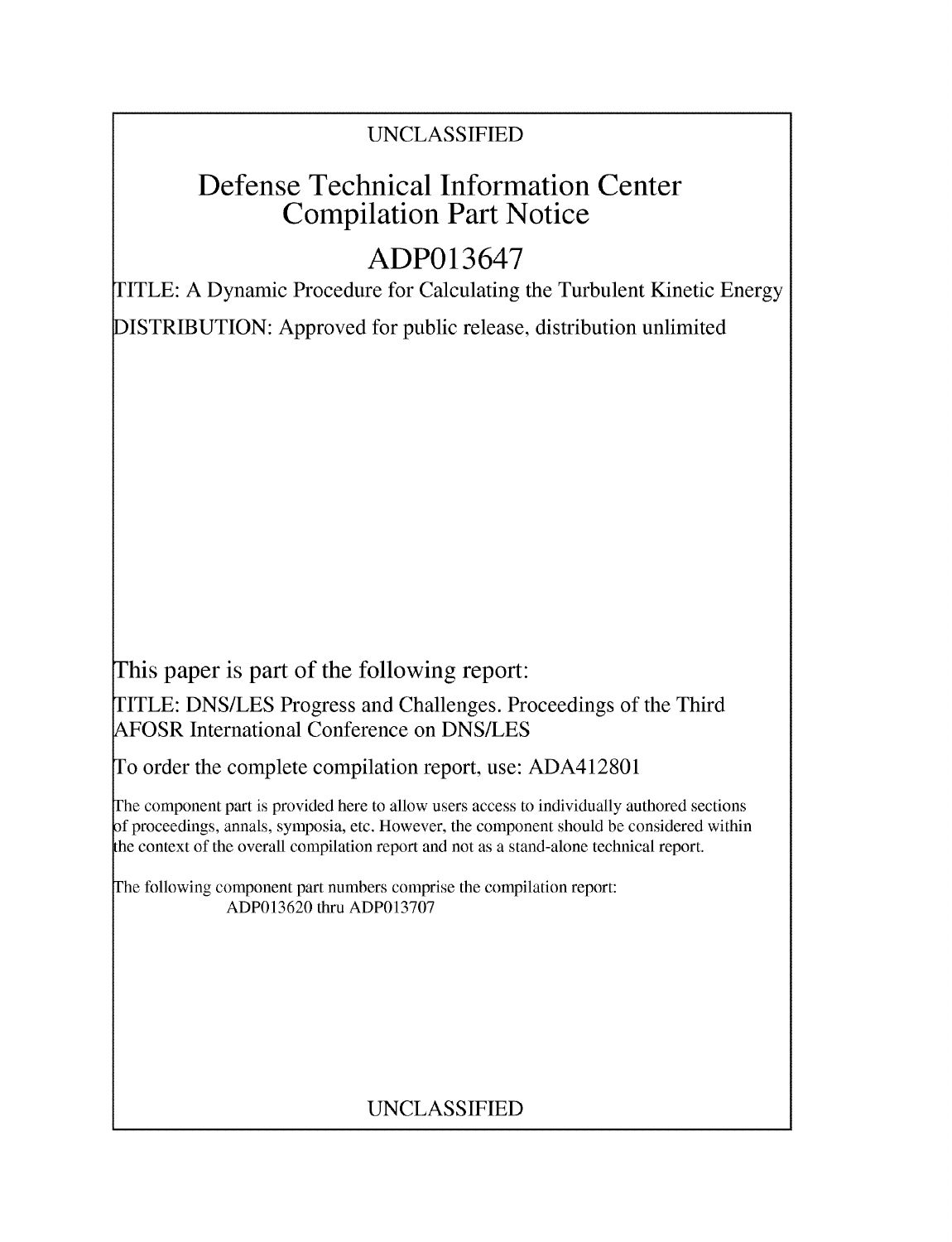UNCLASSIFIED

# Defense Technical Information Center Compilation Part Notice

## ADP013647

TITLE: A Dynamic Procedure for Calculating the Turbulent Kinetic Energy

DISTRIBUTION: Approved for public release, distribution unlimited

This paper is part of the following report:

TITLE: DNS/LES Progress and Challenges. Proceedings of the Third AFOSR International Conference on DNS/LES

To order the complete compilation report, use: ADA412801

The component part is provided here to allow users access to individually authored sections of proceedings, annals, symposia, etc. However, the component should be considered within the context of the overall compilation report and not as a stand-alone technical report.

The following component part numbers comprise the compilation report:
ADP013620 thru ADP013707

UNCLASSIFIED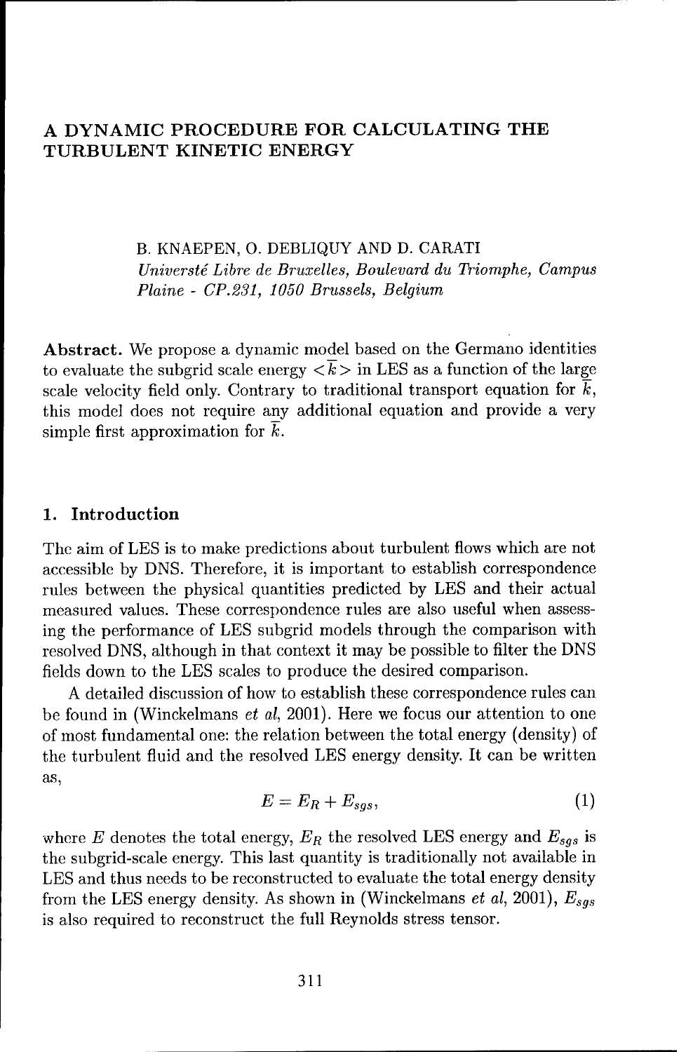# A DYNAMIC PROCEDURE FOR CALCULATING THE TURBULENT KINETIC ENERGY

B. KNAEPEN, O. DEBLIQUY AND D. CARATI
*Universté Libre de Bruxelles, Boulevard du Triomphe, Campus Plaine - CP.231, 1050 Brussels, Belgium*

**Abstract.** We propose a dynamic model based on the Germano identities to evaluate the subgrid scale energy $<\overline{k}>$ in LES as a function of the large scale velocity field only. Contrary to traditional transport equation for $\overline{k}$, this model does not require any additional equation and provide a very simple first approximation for $\overline{k}$.

## 1. Introduction

The aim of LES is to make predictions about turbulent flows which are not accessible by DNS. Therefore, it is important to establish correspondence rules between the physical quantities predicted by LES and their actual measured values. These correspondence rules are also useful when assessing the performance of LES subgrid models through the comparison with resolved DNS, although in that context it may be possible to filter the DNS fields down to the LES scales to produce the desired comparison.

A detailed discussion of how to establish these correspondence rules can be found in (Winckelmans *et al*, 2001). Here we focus our attention to one of most fundamental one: the relation between the total energy (density) of the turbulent fluid and the resolved LES energy density. It can be written as,

$$E = E_R + E_{sgs}, \tag{1}$$

where $E$ denotes the total energy, $E_R$ the resolved LES energy and $E_{sgs}$ is the subgrid-scale energy. This last quantity is traditionally not available in LES and thus needs to be reconstructed to evaluate the total energy density from the LES energy density. As shown in (Winckelmans *et al*, 2001), $E_{sgs}$ is also required to reconstruct the full Reynolds stress tensor.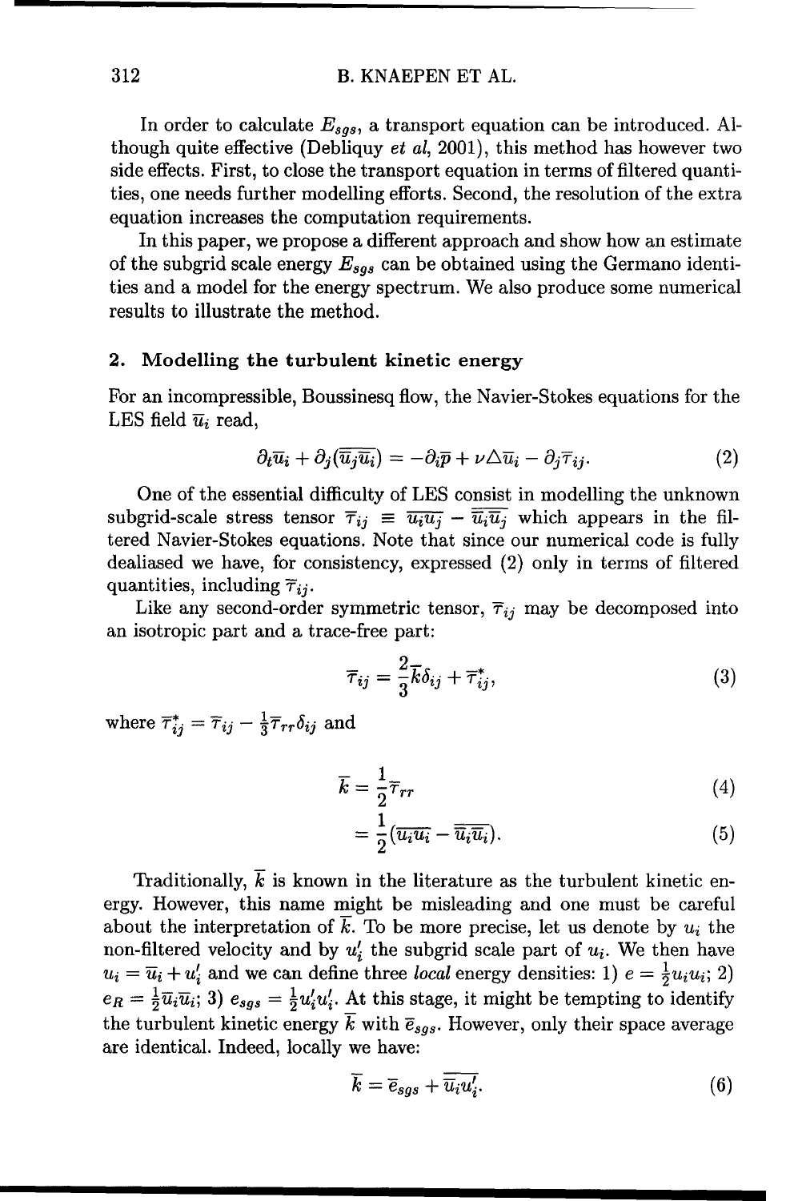In order to calculate $E_{sgs}$, a transport equation can be introduced. Although quite effective (Debliquy *et al*, 2001), this method has however two side effects. First, to close the transport equation in terms of filtered quantities, one needs further modelling efforts. Second, the resolution of the extra equation increases the computation requirements.

In this paper, we propose a different approach and show how an estimate of the subgrid scale energy $E_{sgs}$ can be obtained using the Germano identities and a model for the energy spectrum. We also produce some numerical results to illustrate the method.

## 2. Modelling the turbulent kinetic energy

For an incompressible, Boussinesq flow, the Navier-Stokes equations for the LES field $\overline{u}_i$ read,

$$\partial_t \overline{u}_i + \partial_j(\overline{\overline{u}_j \overline{u}_i}) = -\partial_i \overline{p} + \nu \Delta \overline{u}_i - \partial_j \overline{\tau}_{ij}. \tag{2}$$

One of the essential difficulty of LES consist in modelling the unknown subgrid-scale stress tensor $\overline{\tau}_{ij} \equiv \overline{u_i u_j} - \overline{\overline{u}_i \overline{u}_j}$ which appears in the filtered Navier-Stokes equations. Note that since our numerical code is fully dealiased we have, for consistency, expressed (2) only in terms of filtered quantities, including $\overline{\tau}_{ij}$.

Like any second-order symmetric tensor, $\overline{\tau}_{ij}$ may be decomposed into an isotropic part and a trace-free part:

$$\overline{\tau}_{ij} = \frac{2}{3}\overline{k}\delta_{ij} + \overline{\tau}^*_{ij}, \tag{3}$$

where $\overline{\tau}^*_{ij} = \overline{\tau}_{ij} - \frac{1}{3}\overline{\tau}_{rr}\delta_{ij}$ and

$$\overline{k} = \frac{1}{2}\overline{\tau}_{rr} \tag{4}$$

$$= \frac{1}{2}(\overline{u_i u_i} - \overline{\overline{u}_i \overline{u}_i}). \tag{5}$$

Traditionally, $\overline{k}$ is known in the literature as the turbulent kinetic energy. However, this name might be misleading and one must be careful about the interpretation of $\overline{k}$. To be more precise, let us denote by $u_i$ the non-filtered velocity and by $u'_i$ the subgrid scale part of $u_i$. We then have $u_i = \overline{u}_i + u'_i$ and we can define three *local* energy densities: 1) $e = \frac{1}{2}u_i u_i$; 2) $e_R = \frac{1}{2}\overline{u}_i \overline{u}_i$; 3) $e_{sgs} = \frac{1}{2}u'_i u'_i$. At this stage, it might be tempting to identify the turbulent kinetic energy $\overline{k}$ with $\overline{e}_{sgs}$. However, only their space average are identical. Indeed, locally we have:

$$\overline{k} = \overline{e}_{sgs} + \overline{\overline{u}_i u'_i}. \tag{6}$$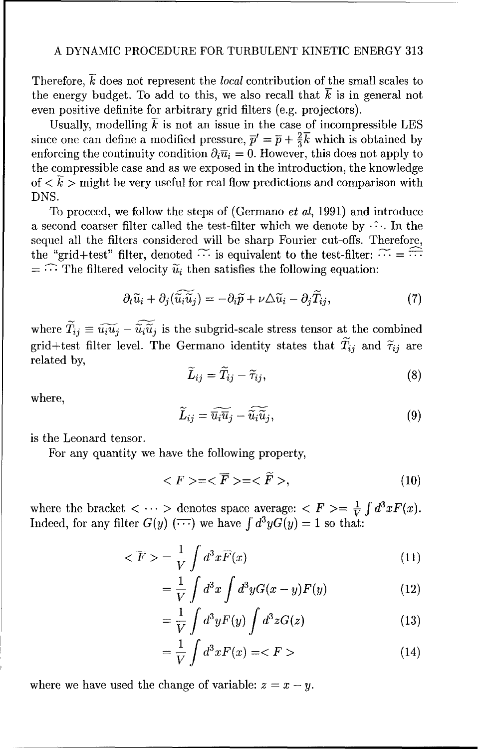Therefore, $\overline{k}$ does not represent the *local* contribution of the small scales to the energy budget. To add to this, we also recall that $\overline{k}$ is in general not even positive definite for arbitrary grid filters (e.g. projectors).

Usually, modelling $\overline{k}$ is not an issue in the case of incompressible LES since one can define a modified pressure, $\overline{p}' = \overline{p} + \frac{2}{3}\overline{k}$ which is obtained by enforcing the continuity condition $\partial_i \overline{u}_i = 0$. However, this does not apply to the compressible case and as we exposed in the introduction, the knowledge of $< \overline{k} >$ might be very useful for real flow predictions and comparison with DNS.

To proceed, we follow the steps of (Germano *et al*, 1991) and introduce a second coarser filter called the test-filter which we denote by $\widehat{\cdots}$. In the sequel all the filters considered will be sharp Fourier cut-offs. Therefore, the "grid+test" filter, denoted $\widetilde{\cdots}$ is equivalent to the test-filter: $\widetilde{\cdots} = \widehat{\overline{\cdots}} = \widehat{\cdots}$ The filtered velocity $\widetilde{u}_i$ then satisfies the following equation:

$$\partial_t \widetilde{u}_i + \partial_j (\widetilde{\widetilde{u}_i \widetilde{u}_j}) = -\partial_i \widetilde{p} + \nu \Delta \widetilde{u}_i - \partial_j \widetilde{T}_{ij}, \tag{7}$$

where $\widetilde{T}_{ij} \equiv \widetilde{u_i u_j} - \widetilde{\widetilde{u}_i \widetilde{u}_j}$ is the subgrid-scale stress tensor at the combined grid+test filter level. The Germano identity states that $\widetilde{T}_{ij}$ and $\widetilde{\tau}_{ij}$ are related by,

$$\widetilde{L}_{ij} = \widetilde{T}_{ij} - \widetilde{\tau}_{ij}, \tag{8}$$

where,

$$\widetilde{L}_{ij} = \widetilde{\overline{u}_i \overline{u}_j} - \widetilde{\widetilde{u}_i \widetilde{u}_j}, \tag{9}$$

is the Leonard tensor.

For any quantity we have the following property,

$$< F > = < \overline{F} > = < \widetilde{F} >, \tag{10}$$

where the bracket $< \cdots >$ denotes space average: $< F > = \frac{1}{V} \int d^3x F(x)$. Indeed, for any filter $G(y)$ $(\overline{\cdots})$ we have $\int d^3y G(y) = 1$ so that:

$$< \overline{F} > = \frac{1}{V} \int d^3x \overline{F}(x) \tag{11}$$

$$= \frac{1}{V} \int d^3x \int d^3y G(x-y) F(y) \tag{12}$$

$$= \frac{1}{V} \int d^3y F(y) \int d^3z G(z) \tag{13}$$

$$= \frac{1}{V} \int d^3x F(x) = < F > \tag{14}$$

where we have used the change of variable: $z = x - y$.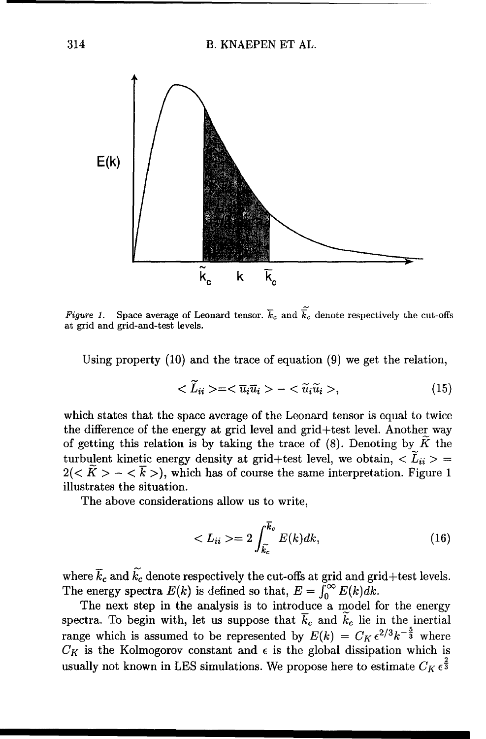Figure 1. Space average of Leonard tensor. $\overline{k}_c$ and $\widetilde{\overline{k}}_c$ denote respectively the cut-offs at grid and grid-and-test levels.

Using property (10) and the trace of equation (9) we get the relation,

$$< \widetilde{L}_{ii} > = < \overline{u}_i \overline{u}_i > - < \widetilde{u}_i \widetilde{u}_i >, \tag{15}$$

which states that the space average of the Leonard tensor is equal to twice the difference of the energy at grid level and grid+test level. Another way of getting this relation is by taking the trace of (8). Denoting by $\widetilde{K}$ the turbulent kinetic energy density at grid+test level, we obtain, $< \widetilde{L}_{ii} > = 2(< \widetilde{K} > - < \overline{k} >)$, which has of course the same interpretation. Figure 1 illustrates the situation.

The above considerations allow us to write,

$$< L_{ii} > = 2 \int_{\widetilde{k}_c}^{\overline{k}_c} E(k) dk, \tag{16}$$

where $\overline{k}_c$ and $\widetilde{k}_c$ denote respectively the cut-offs at grid and grid+test levels. The energy spectra $E(k)$ is defined so that, $E = \int_0^\infty E(k) dk$.

The next step in the analysis is to introduce a model for the energy spectra. To begin with, let us suppose that $\overline{k}_c$ and $\widetilde{k}_c$ lie in the inertial range which is assumed to be represented by $E(k) = C_K \, \epsilon^{2/3} k^{-\frac{5}{3}}$ where $C_K$ is the Kolmogorov constant and $\epsilon$ is the global dissipation which is usually not known in LES simulations. We propose here to estimate $C_K \, \epsilon^{\frac{2}{3}}$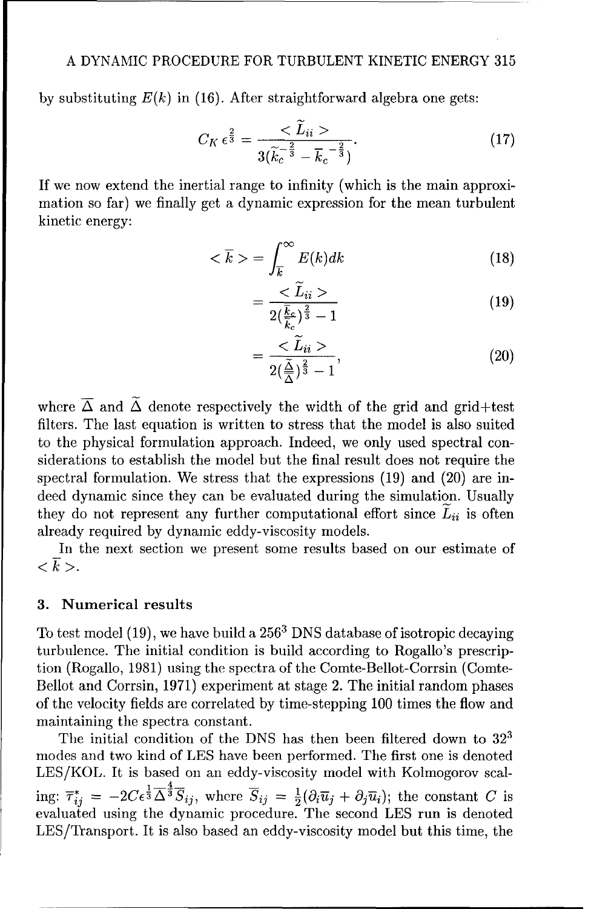by substituting $E(k)$ in (16). After straightforward algebra one gets:

$$C_K \epsilon^{\frac{2}{3}} = \frac{<\widetilde{L}_{ii}>}{3(\widetilde{\overline{k}_c}^{-\frac{2}{3}} - \overline{k}_c^{-\frac{2}{3}})}. \tag{17}$$

If we now extend the inertial range to infinity (which is the main approximation so far) we finally get a dynamic expression for the mean turbulent kinetic energy:

$$<\overline{k}> = \int_{\overline{k}}^{\infty} E(k)dk \tag{18}$$

$$= \frac{<\widetilde{L}_{ii}>}{2(\frac{\overline{k}_c}{\widetilde{k}_c})^{\frac{2}{3}} - 1} \tag{19}$$

$$= \frac{<\widetilde{L}_{ii}>}{2(\frac{\widetilde{\Delta}}{\overline{\Delta}})^{\frac{2}{3}} - 1}, \tag{20}$$

where $\overline{\Delta}$ and $\widetilde{\Delta}$ denote respectively the width of the grid and grid+test filters. The last equation is written to stress that the model is also suited to the physical formulation approach. Indeed, we only used spectral considerations to establish the model but the final result does not require the spectral formulation. We stress that the expressions (19) and (20) are indeed dynamic since they can be evaluated during the simulation. Usually they do not represent any further computational effort since $\widetilde{L}_{ii}$ is often already required by dynamic eddy-viscosity models.

In the next section we present some results based on our estimate of $<\overline{k}>$.

## 3. Numerical results

To test model (19), we have build a $256^3$ DNS database of isotropic decaying turbulence. The initial condition is build according to Rogallo's prescription (Rogallo, 1981) using the spectra of the Comte-Bellot-Corrsin (Comte-Bellot and Corrsin, 1971) experiment at stage 2. The initial random phases of the velocity fields are correlated by time-stepping 100 times the flow and maintaining the spectra constant.

The initial condition of the DNS has then been filtered down to $32^3$ modes and two kind of LES have been performed. The first one is denoted LES/KOL. It is based on an eddy-viscosity model with Kolmogorov scaling: $\overline{\tau}^*_{ij} = -2C\epsilon^{\frac{1}{3}}\overline{\Delta}^{\frac{4}{3}}\overline{S}_{ij}$, where $\overline{S}_{ij} = \frac{1}{2}(\partial_i\overline{u}_j + \partial_j\overline{u}_i)$; the constant $C$ is evaluated using the dynamic procedure. The second LES run is denoted LES/Transport. It is also based an eddy-viscosity model but this time, the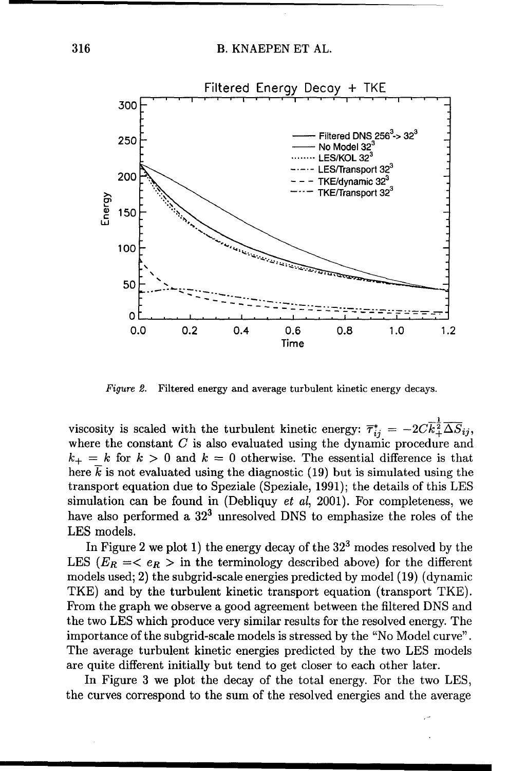Figure 2. Filtered energy and average turbulent kinetic energy decays.

viscosity is scaled with the turbulent kinetic energy: $\overline{\tau}^{*}_{ij} = -2C\overline{k_{+}^{\frac{1}{2}}}\overline{\Delta}\overline{S}_{ij}$, where the constant $C$ is also evaluated using the dynamic procedure and $k_{+} = k$ for $k > 0$ and $k = 0$ otherwise. The essential difference is that here $\overline{k}$ is not evaluated using the diagnostic (19) but is simulated using the transport equation due to Speziale (Speziale, 1991); the details of this LES simulation can be found in (Debliquy *et al*, 2001). For completeness, we have also performed a $32^3$ unresolved DNS to emphasize the roles of the LES models.

In Figure 2 we plot 1) the energy decay of the $32^3$ modes resolved by the LES ($E_R = < e_R >$ in the terminology described above) for the different models used; 2) the subgrid-scale energies predicted by model (19) (dynamic TKE) and by the turbulent kinetic transport equation (transport TKE). From the graph we observe a good agreement between the filtered DNS and the two LES which produce very similar results for the resolved energy. The importance of the subgrid-scale models is stressed by the "No Model curve". The average turbulent kinetic energies predicted by the two LES models are quite different initially but tend to get closer to each other later.

In Figure 3 we plot the decay of the total energy. For the two LES, the curves correspond to the sum of the resolved energies and the average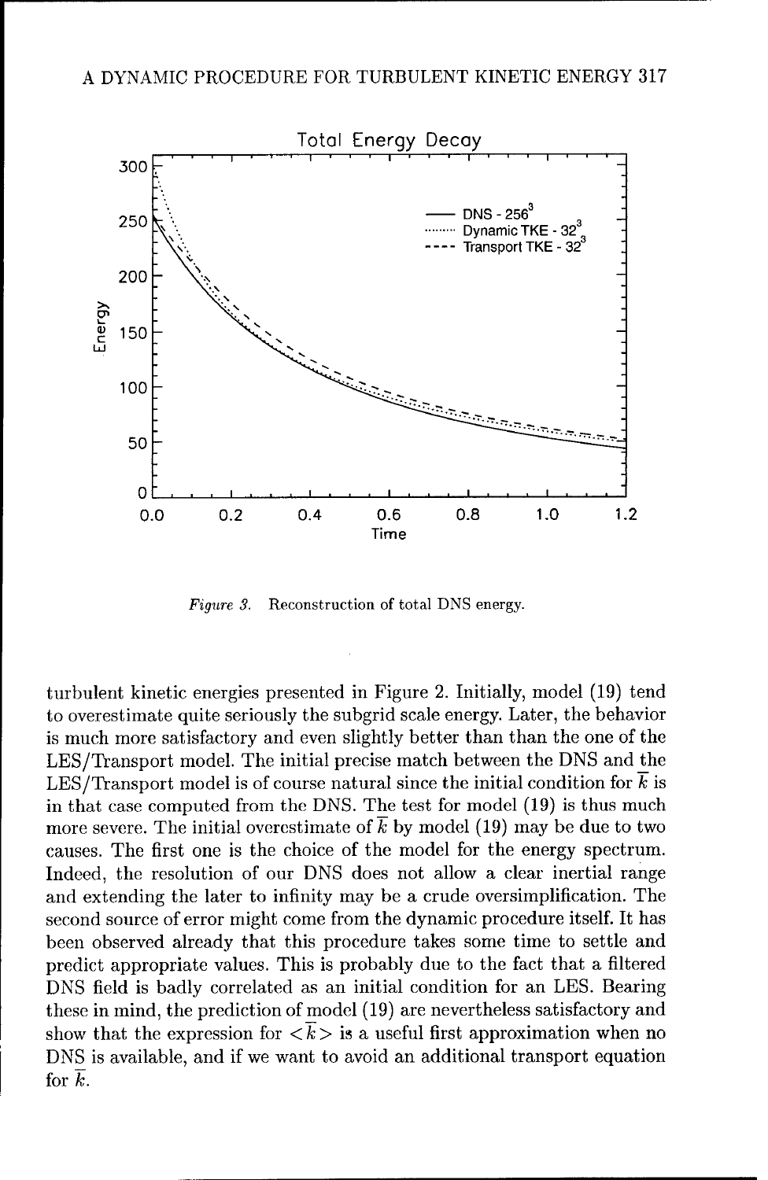*Figure 3.* Reconstruction of total DNS energy.

turbulent kinetic energies presented in Figure 2. Initially, model (19) tend to overestimate quite seriously the subgrid scale energy. Later, the behavior is much more satisfactory and even slightly better than than the one of the LES/Transport model. The initial precise match between the DNS and the LES/Transport model is of course natural since the initial condition for $\overline{k}$ is in that case computed from the DNS. The test for model (19) is thus much more severe. The initial overestimate of $\overline{k}$ by model (19) may be due to two causes. The first one is the choice of the model for the energy spectrum. Indeed, the resolution of our DNS does not allow a clear inertial range and extending the later to infinity may be a crude oversimplification. The second source of error might come from the dynamic procedure itself. It has been observed already that this procedure takes some time to settle and predict appropriate values. This is probably due to the fact that a filtered DNS field is badly correlated as an initial condition for an LES. Bearing these in mind, the prediction of model (19) are nevertheless satisfactory and show that the expression for $<\overline{k}>$ is a useful first approximation when no DNS is available, and if we want to avoid an additional transport equation for $\overline{k}$.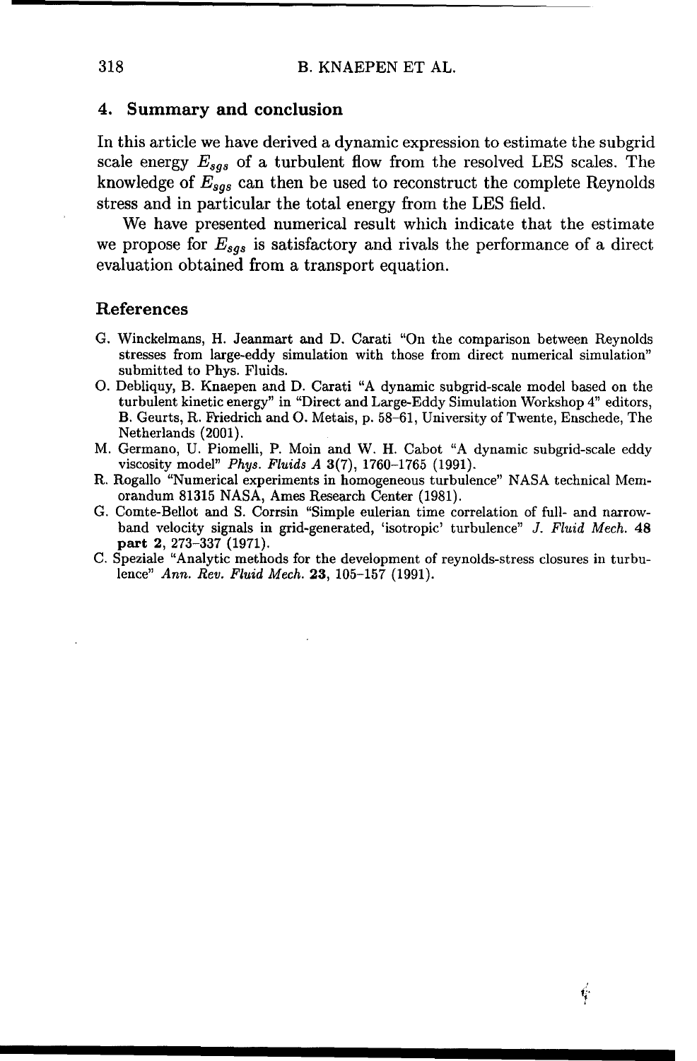## 4. Summary and conclusion

In this article we have derived a dynamic expression to estimate the subgrid scale energy $E_{sgs}$ of a turbulent flow from the resolved LES scales. The knowledge of $E_{sgs}$ can then be used to reconstruct the complete Reynolds stress and in particular the total energy from the LES field.

We have presented numerical result which indicate that the estimate we propose for $E_{sgs}$ is satisfactory and rivals the performance of a direct evaluation obtained from a transport equation.

## References

G. Winckelmans, H. Jeanmart and D. Carati "On the comparison between Reynolds stresses from large-eddy simulation with those from direct numerical simulation" submitted to Phys. Fluids.

O. Debliquy, B. Knaepen and D. Carati "A dynamic subgrid-scale model based on the turbulent kinetic energy" in "Direct and Large-Eddy Simulation Workshop 4" editors, B. Geurts, R. Friedrich and O. Metais, p. 58–61, University of Twente, Enschede, The Netherlands (2001).

M. Germano, U. Piomelli, P. Moin and W. H. Cabot "A dynamic subgrid-scale eddy viscosity model" *Phys. Fluids A* 3(7), 1760–1765 (1991).

R. Rogallo "Numerical experiments in homogeneous turbulence" NASA technical Memorandum 81315 NASA, Ames Research Center (1981).

G. Comte-Bellot and S. Corrsin "Simple eulerian time correlation of full- and narrow-band velocity signals in grid-generated, 'isotropic' turbulence" *J. Fluid Mech.* **48 part 2**, 273–337 (1971).

C. Speziale "Analytic methods for the development of reynolds-stress closures in turbulence" *Ann. Rev. Fluid Mech.* **23**, 105–157 (1991).